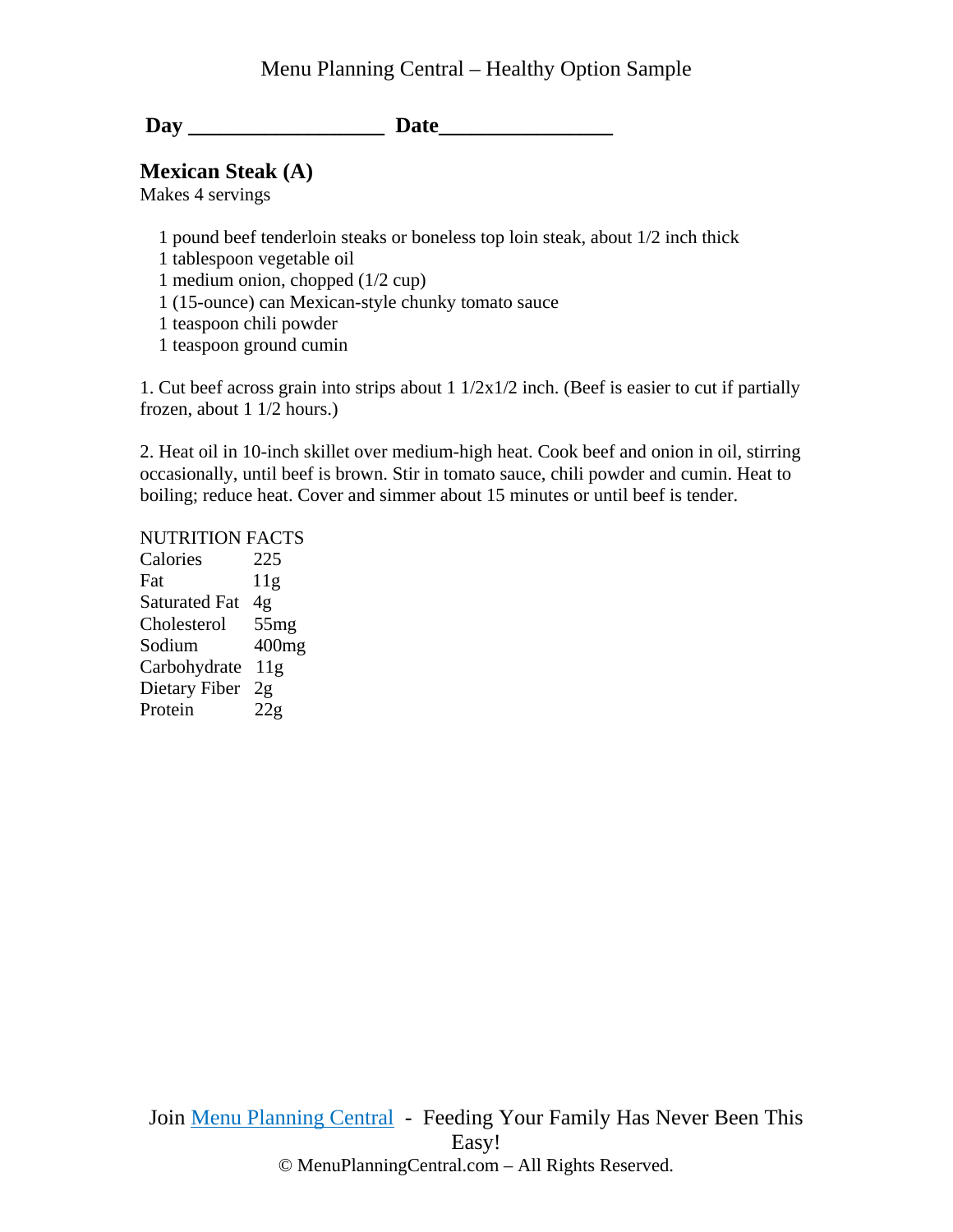Menu Planning Central – Healthy Option Sample

**Day __________________ Date________________**

## Mexican Steak (A)

Makes 4 servings

- 1 pound beef tenderloin steaks or boneless top loin steak, about 1/2 inch thick
- 1 tablespoon vegetable oil
- 1 medium onion, chopped (1/2 cup)
- 1 (15-ounce) can Mexican-style chunky tomato sauce
- 1 teaspoon chili powder
- 1 teaspoon ground cumin

1. Cut beef across grain into strips about 1 1/2x1/2 inch. (Beef is easier to cut if partially frozen, about 1 1/2 hours.)

2. Heat oil in 10-inch skillet over medium-high heat. Cook beef and onion in oil, stirring occasionally, until beef is brown. Stir in tomato sauce, chili powder and cumin. Heat to boiling; reduce heat. Cover and simmer about 15 minutes or until beef is tender.

NUTRITION FACTS

| | |
|---|---|
| Calories | 225 |
| Fat | 11g |
| Saturated Fat | 4g |
| Cholesterol | 55mg |
| Sodium | 400mg |
| Carbohydrate | 11g |
| Dietary Fiber | 2g |
| Protein | 22g |

Join Menu Planning Central - Feeding Your Family Has Never Been This Easy!

© MenuPlanningCentral.com – All Rights Reserved.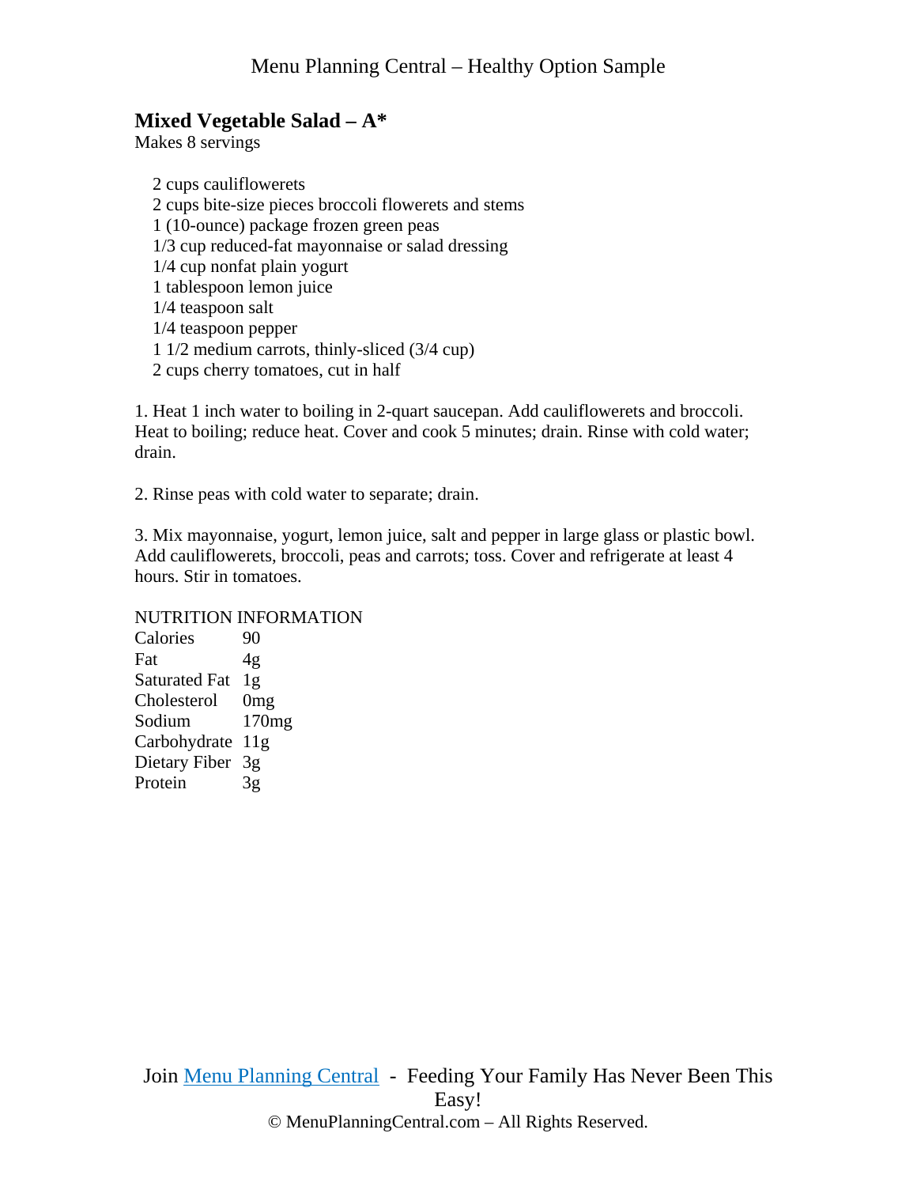## Mixed Vegetable Salad – A*

Makes 8 servings

- 2 cups caulifloweretes
- 2 cups bite-size pieces broccoli flowerets and stems
- 1 (10-ounce) package frozen green peas
- 1/3 cup reduced-fat mayonnaise or salad dressing
- 1/4 cup nonfat plain yogurt
- 1 tablespoon lemon juice
- 1/4 teaspoon salt
- 1/4 teaspoon pepper
- 1 1/2 medium carrots, thinly-sliced (3/4 cup)
- 2 cups cherry tomatoes, cut in half

1. Heat 1 inch water to boiling in 2-quart saucepan. Add caulifloweretes and broccoli. Heat to boiling; reduce heat. Cover and cook 5 minutes; drain. Rinse with cold water; drain.

2. Rinse peas with cold water to separate; drain.

3. Mix mayonnaise, yogurt, lemon juice, salt and pepper in large glass or plastic bowl. Add caulifloweretes, broccoli, peas and carrots; toss. Cover and refrigerate at least 4 hours. Stir in tomatoes.

NUTRITION INFORMATION

| | |
|---|---|
| Calories | 90 |
| Fat | 4g |
| Saturated Fat | 1g |
| Cholesterol | 0mg |
| Sodium | 170mg |
| Carbohydrate | 11g |
| Dietary Fiber | 3g |
| Protein | 3g |

Join Menu Planning Central - Feeding Your Family Has Never Been This Easy!

© MenuPlanningCentral.com – All Rights Reserved.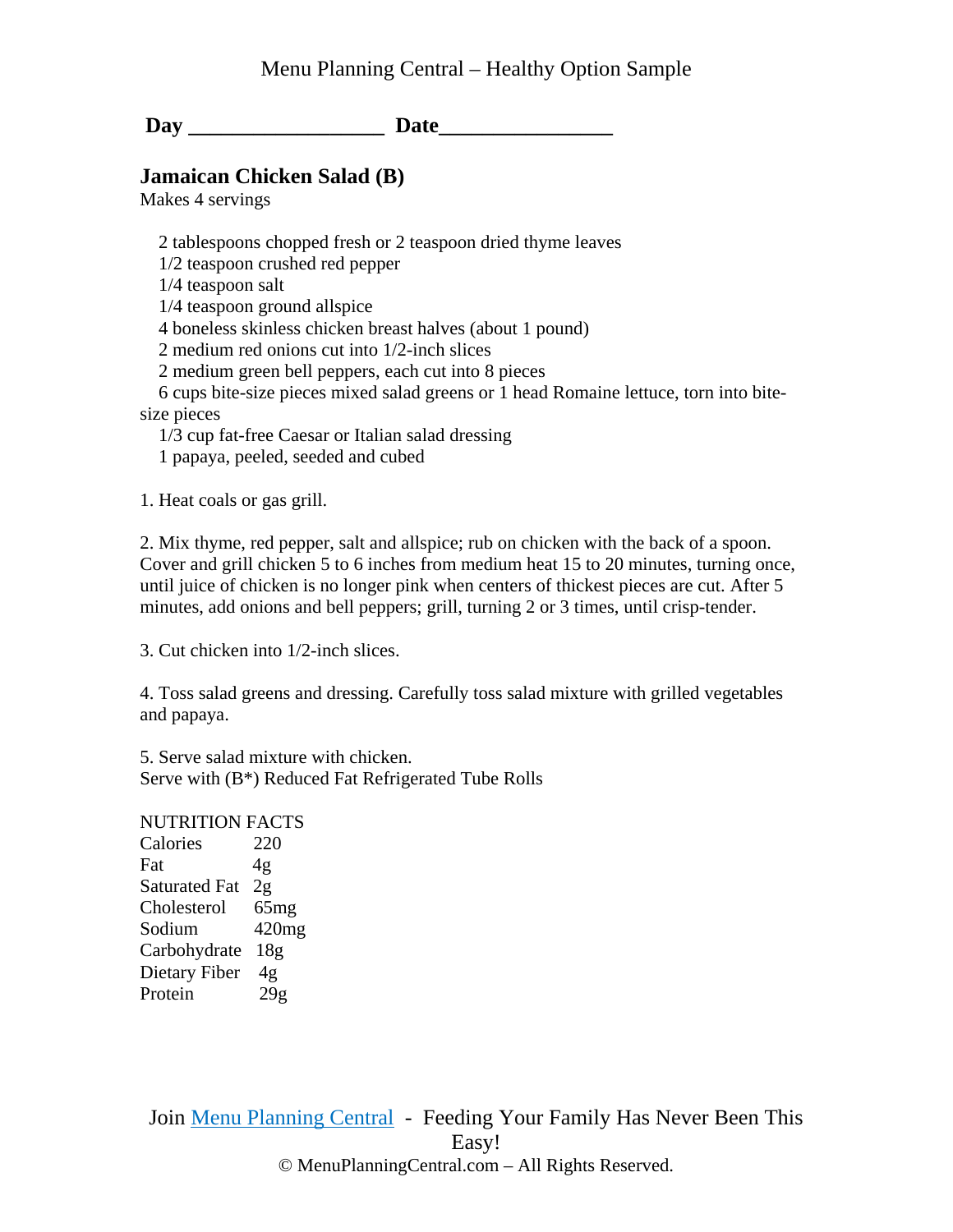Day __________________ Date________________

## Jamaican Chicken Salad (B)

Makes 4 servings

- 2 tablespoons chopped fresh or 2 teaspoon dried thyme leaves
- 1/2 teaspoon crushed red pepper
- 1/4 teaspoon salt
- 1/4 teaspoon ground allspice
- 4 boneless skinless chicken breast halves (about 1 pound)
- 2 medium red onions cut into 1/2-inch slices
- 2 medium green bell peppers, each cut into 8 pieces
- 6 cups bite-size pieces mixed salad greens or 1 head Romaine lettuce, torn into bite-size pieces
- 1/3 cup fat-free Caesar or Italian salad dressing
- 1 papaya, peeled, seeded and cubed

1. Heat coals or gas grill.

2. Mix thyme, red pepper, salt and allspice; rub on chicken with the back of a spoon. Cover and grill chicken 5 to 6 inches from medium heat 15 to 20 minutes, turning once, until juice of chicken is no longer pink when centers of thickest pieces are cut. After 5 minutes, add onions and bell peppers; grill, turning 2 or 3 times, until crisp-tender.

3. Cut chicken into 1/2-inch slices.

4. Toss salad greens and dressing. Carefully toss salad mixture with grilled vegetables and papaya.

5. Serve salad mixture with chicken.

Serve with (B*) Reduced Fat Refrigerated Tube Rolls

NUTRITION FACTS

| | |
|---|---|
| Calories | 220 |
| Fat | 4g |
| Saturated Fat | 2g |
| Cholesterol | 65mg |
| Sodium | 420mg |
| Carbohydrate | 18g |
| Dietary Fiber | 4g |
| Protein | 29g |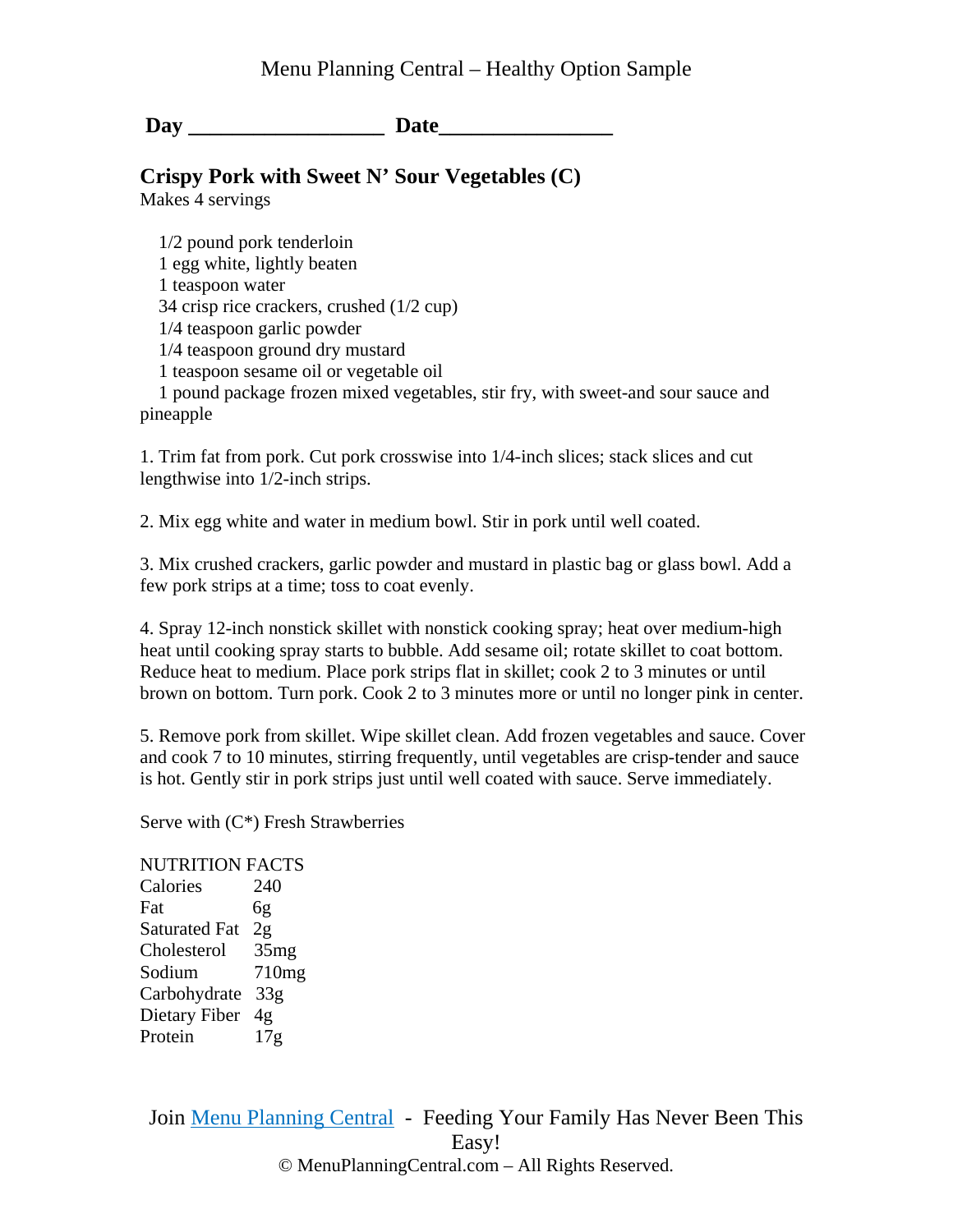**Day __________________ Date________________**

## Crispy Pork with Sweet N' Sour Vegetables (C)

Makes 4 servings

1/2 pound pork tenderloin
1 egg white, lightly beaten
1 teaspoon water
34 crisp rice crackers, crushed (1/2 cup)
1/4 teaspoon garlic powder
1/4 teaspoon ground dry mustard
1 teaspoon sesame oil or vegetable oil
1 pound package frozen mixed vegetables, stir fry, with sweet-and sour sauce and pineapple

1. Trim fat from pork. Cut pork crosswise into 1/4-inch slices; stack slices and cut lengthwise into 1/2-inch strips.

2. Mix egg white and water in medium bowl. Stir in pork until well coated.

3. Mix crushed crackers, garlic powder and mustard in plastic bag or glass bowl. Add a few pork strips at a time; toss to coat evenly.

4. Spray 12-inch nonstick skillet with nonstick cooking spray; heat over medium-high heat until cooking spray starts to bubble. Add sesame oil; rotate skillet to coat bottom. Reduce heat to medium. Place pork strips flat in skillet; cook 2 to 3 minutes or until brown on bottom. Turn pork. Cook 2 to 3 minutes more or until no longer pink in center.

5. Remove pork from skillet. Wipe skillet clean. Add frozen vegetables and sauce. Cover and cook 7 to 10 minutes, stirring frequently, until vegetables are crisp-tender and sauce is hot. Gently stir in pork strips just until well coated with sauce. Serve immediately.

Serve with (C*) Fresh Strawberries

NUTRITION FACTS

| | |
|---|---|
| Calories | 240 |
| Fat | 6g |
| Saturated Fat | 2g |
| Cholesterol | 35mg |
| Sodium | 710mg |
| Carbohydrate | 33g |
| Dietary Fiber | 4g |
| Protein | 17g |

Join Menu Planning Central - Feeding Your Family Has Never Been This Easy!

© MenuPlanningCentral.com – All Rights Reserved.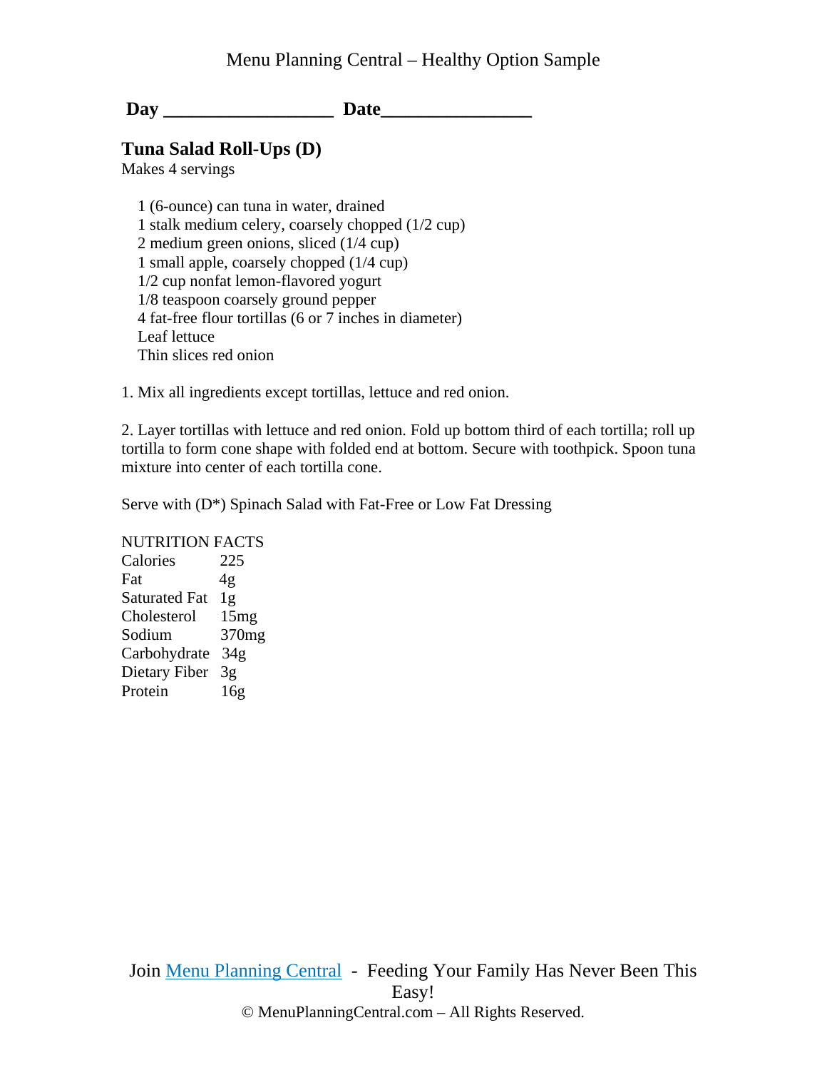Menu Planning Central – Healthy Option Sample

**Day __________________ Date________________**

## Tuna Salad Roll-Ups (D)

Makes 4 servings

1 (6-ounce) can tuna in water, drained
1 stalk medium celery, coarsely chopped (1/2 cup)
2 medium green onions, sliced (1/4 cup)
1 small apple, coarsely chopped (1/4 cup)
1/2 cup nonfat lemon-flavored yogurt
1/8 teaspoon coarsely ground pepper
4 fat-free flour tortillas (6 or 7 inches in diameter)
Leaf lettuce
Thin slices red onion

1. Mix all ingredients except tortillas, lettuce and red onion.

2. Layer tortillas with lettuce and red onion. Fold up bottom third of each tortilla; roll up tortilla to form cone shape with folded end at bottom. Secure with toothpick. Spoon tuna mixture into center of each tortilla cone.

Serve with (D*) Spinach Salad with Fat-Free or Low Fat Dressing

| NUTRITION FACTS | |
|---|---|
| Calories | 225 |
| Fat | 4g |
| Saturated Fat | 1g |
| Cholesterol | 15mg |
| Sodium | 370mg |
| Carbohydrate | 34g |
| Dietary Fiber | 3g |
| Protein | 16g |

Join Menu Planning Central - Feeding Your Family Has Never Been This Easy!
© MenuPlanningCentral.com – All Rights Reserved.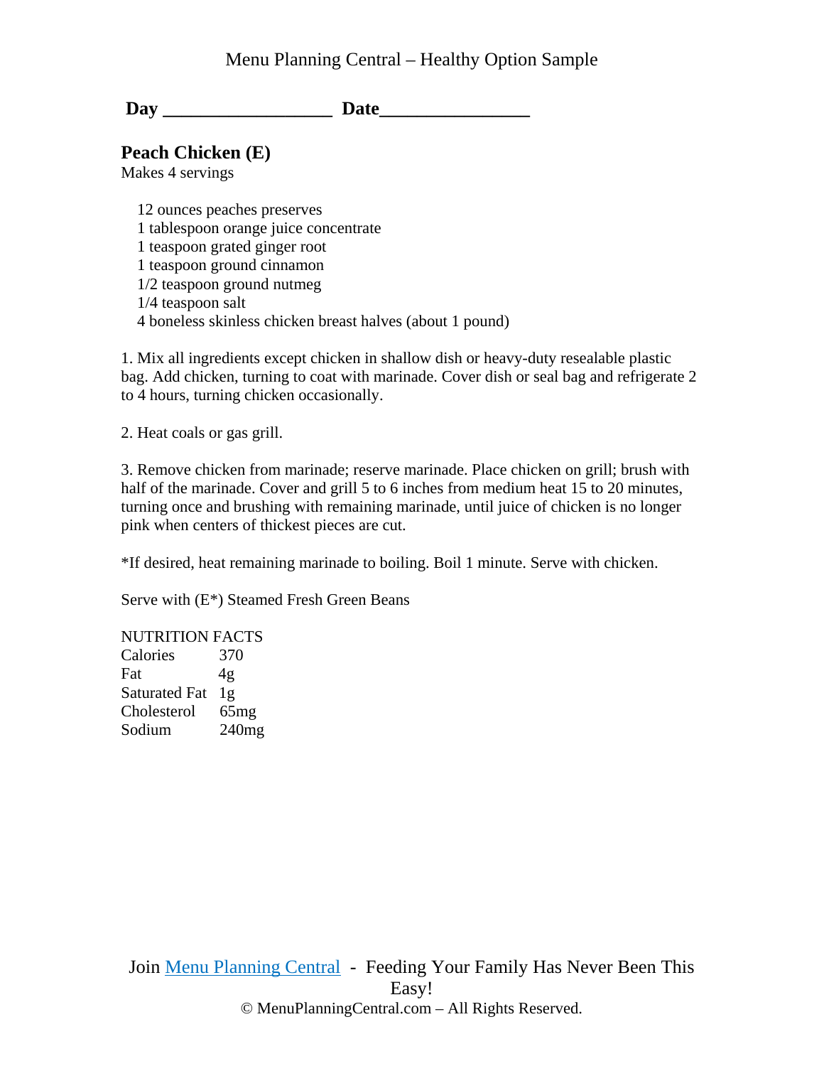**Day ________________ Date______________**

## Peach Chicken (E)

Makes 4 servings

- 12 ounces peaches preserves
- 1 tablespoon orange juice concentrate
- 1 teaspoon grated ginger root
- 1 teaspoon ground cinnamon
- 1/2 teaspoon ground nutmeg
- 1/4 teaspoon salt
- 4 boneless skinless chicken breast halves (about 1 pound)

1. Mix all ingredients except chicken in shallow dish or heavy-duty resealable plastic bag. Add chicken, turning to coat with marinade. Cover dish or seal bag and refrigerate 2 to 4 hours, turning chicken occasionally.

2. Heat coals or gas grill.

3. Remove chicken from marinade; reserve marinade. Place chicken on grill; brush with half of the marinade. Cover and grill 5 to 6 inches from medium heat 15 to 20 minutes, turning once and brushing with remaining marinade, until juice of chicken is no longer pink when centers of thickest pieces are cut.

*If desired, heat remaining marinade to boiling. Boil 1 minute. Serve with chicken.

Serve with (E*) Steamed Fresh Green Beans

NUTRITION FACTS

| | |
|---|---|
| Calories | 370 |
| Fat | 4g |
| Saturated Fat | 1g |
| Cholesterol | 65mg |
| Sodium | 240mg |

Join Menu Planning Central - Feeding Your Family Has Never Been This Easy!

© MenuPlanningCentral.com – All Rights Reserved.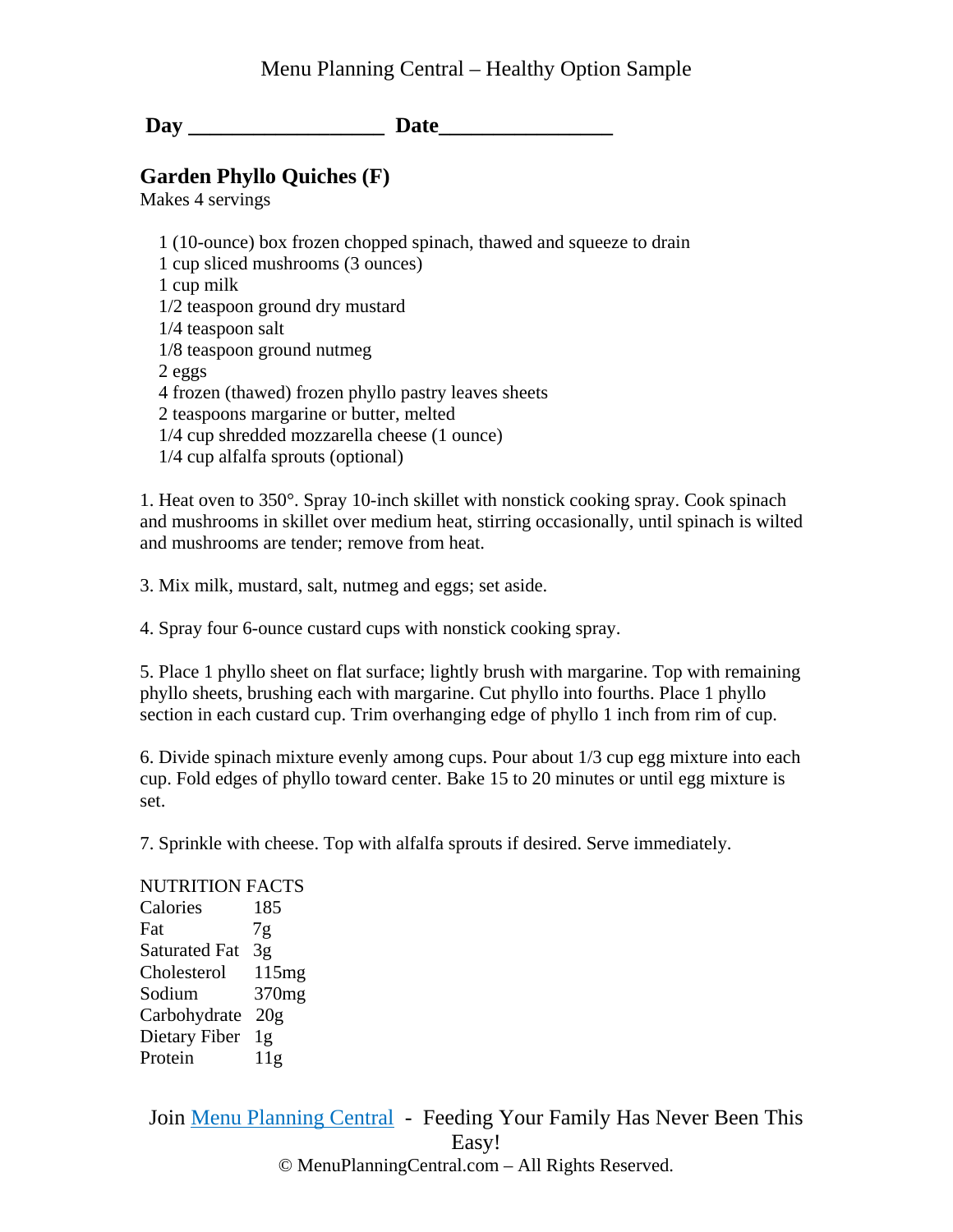Menu Planning Central – Healthy Option Sample

**Day __________________ Date________________**

## Garden Phyllo Quiches (F)

Makes 4 servings

1 (10-ounce) box frozen chopped spinach, thawed and squeeze to drain
1 cup sliced mushrooms (3 ounces)
1 cup milk
1/2 teaspoon ground dry mustard
1/4 teaspoon salt
1/8 teaspoon ground nutmeg
2 eggs
4 frozen (thawed) frozen phyllo pastry leaves sheets
2 teaspoons margarine or butter, melted
1/4 cup shredded mozzarella cheese (1 ounce)
1/4 cup alfalfa sprouts (optional)

1. Heat oven to 350°. Spray 10-inch skillet with nonstick cooking spray. Cook spinach and mushrooms in skillet over medium heat, stirring occasionally, until spinach is wilted and mushrooms are tender; remove from heat.

3. Mix milk, mustard, salt, nutmeg and eggs; set aside.

4. Spray four 6-ounce custard cups with nonstick cooking spray.

5. Place 1 phyllo sheet on flat surface; lightly brush with margarine. Top with remaining phyllo sheets, brushing each with margarine. Cut phyllo into fourths. Place 1 phyllo section in each custard cup. Trim overhanging edge of phyllo 1 inch from rim of cup.

6. Divide spinach mixture evenly among cups. Pour about 1/3 cup egg mixture into each cup. Fold edges of phyllo toward center. Bake 15 to 20 minutes or until egg mixture is set.

7. Sprinkle with cheese. Top with alfalfa sprouts if desired. Serve immediately.

NUTRITION FACTS

| | |
|---|---|
| Calories | 185 |
| Fat | 7g |
| Saturated Fat | 3g |
| Cholesterol | 115mg |
| Sodium | 370mg |
| Carbohydrate | 20g |
| Dietary Fiber | 1g |
| Protein | 11g |

Join [Menu Planning Central](#) - Feeding Your Family Has Never Been This Easy!

© MenuPlanningCentral.com – All Rights Reserved.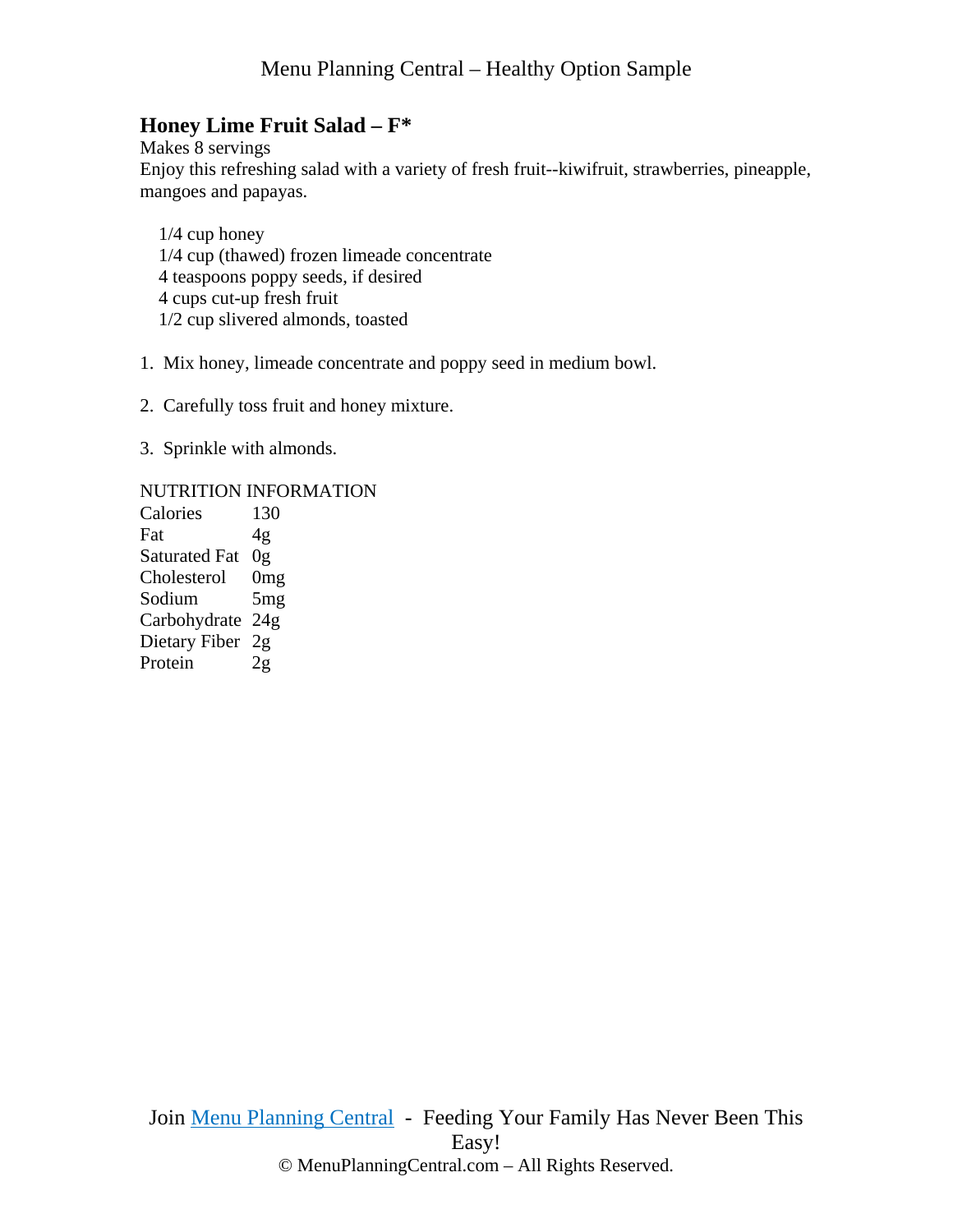## Honey Lime Fruit Salad – F*

Makes 8 servings

Enjoy this refreshing salad with a variety of fresh fruit--kiwifruit, strawberries, pineapple, mangoes and papayas.

- 1/4 cup honey
- 1/4 cup (thawed) frozen limeade concentrate
- 4 teaspoons poppy seeds, if desired
- 4 cups cut-up fresh fruit
- 1/2 cup slivered almonds, toasted

1. Mix honey, limeade concentrate and poppy seed in medium bowl.

2. Carefully toss fruit and honey mixture.

3. Sprinkle with almonds.

NUTRITION INFORMATION

| | |
|---|---|
| Calories | 130 |
| Fat | 4g |
| Saturated Fat | 0g |
| Cholesterol | 0mg |
| Sodium | 5mg |
| Carbohydrate | 24g |
| Dietary Fiber | 2g |
| Protein | 2g |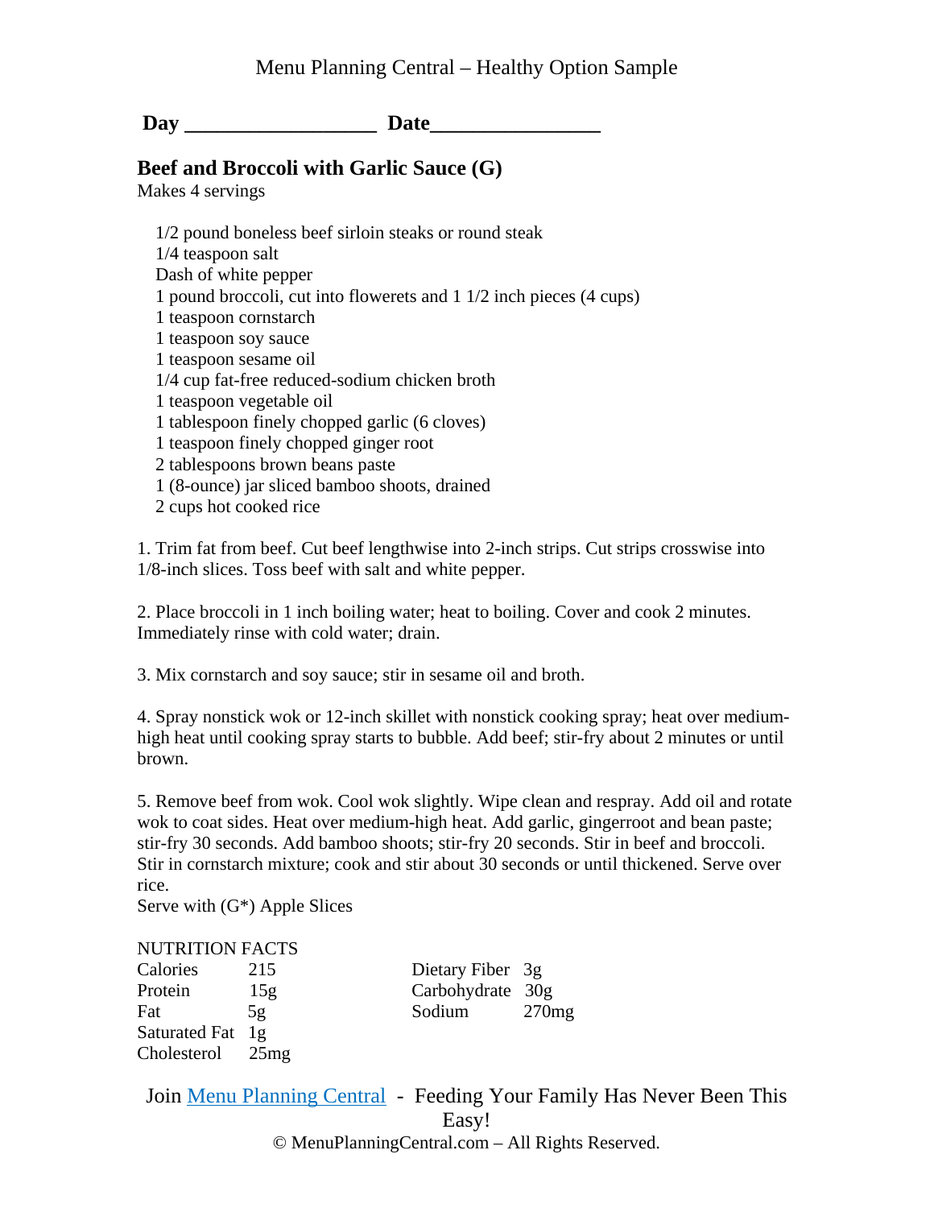Menu Planning Central – Healthy Option Sample

**Day __________________ Date________________**

## Beef and Broccoli with Garlic Sauce (G)

Makes 4 servings

1/2 pound boneless beef sirloin steaks or round steak
1/4 teaspoon salt
Dash of white pepper
1 pound broccoli, cut into flowerets and 1 1/2 inch pieces (4 cups)
1 teaspoon cornstarch
1 teaspoon soy sauce
1 teaspoon sesame oil
1/4 cup fat-free reduced-sodium chicken broth
1 teaspoon vegetable oil
1 tablespoon finely chopped garlic (6 cloves)
1 teaspoon finely chopped ginger root
2 tablespoons brown beans paste
1 (8-ounce) jar sliced bamboo shoots, drained
2 cups hot cooked rice

1. Trim fat from beef. Cut beef lengthwise into 2-inch strips. Cut strips crosswise into 1/8-inch slices. Toss beef with salt and white pepper.

2. Place broccoli in 1 inch boiling water; heat to boiling. Cover and cook 2 minutes. Immediately rinse with cold water; drain.

3. Mix cornstarch and soy sauce; stir in sesame oil and broth.

4. Spray nonstick wok or 12-inch skillet with nonstick cooking spray; heat over medium-high heat until cooking spray starts to bubble. Add beef; stir-fry about 2 minutes or until brown.

5. Remove beef from wok. Cool wok slightly. Wipe clean and respray. Add oil and rotate wok to coat sides. Heat over medium-high heat. Add garlic, gingerroot and bean paste; stir-fry 30 seconds. Add bamboo shoots; stir-fry 20 seconds. Stir in beef and broccoli. Stir in cornstarch mixture; cook and stir about 30 seconds or until thickened. Serve over rice.

Serve with (G*) Apple Slices

NUTRITION FACTS

| | | | |
|---|---|---|---|
| Calories | 215 | Dietary Fiber | 3g |
| Protein | 15g | Carbohydrate | 30g |
| Fat | 5g | Sodium | 270mg |
| Saturated Fat | 1g | | |
| Cholesterol | 25mg | | |

Join Menu Planning Central - Feeding Your Family Has Never Been This Easy!

© MenuPlanningCentral.com – All Rights Reserved.